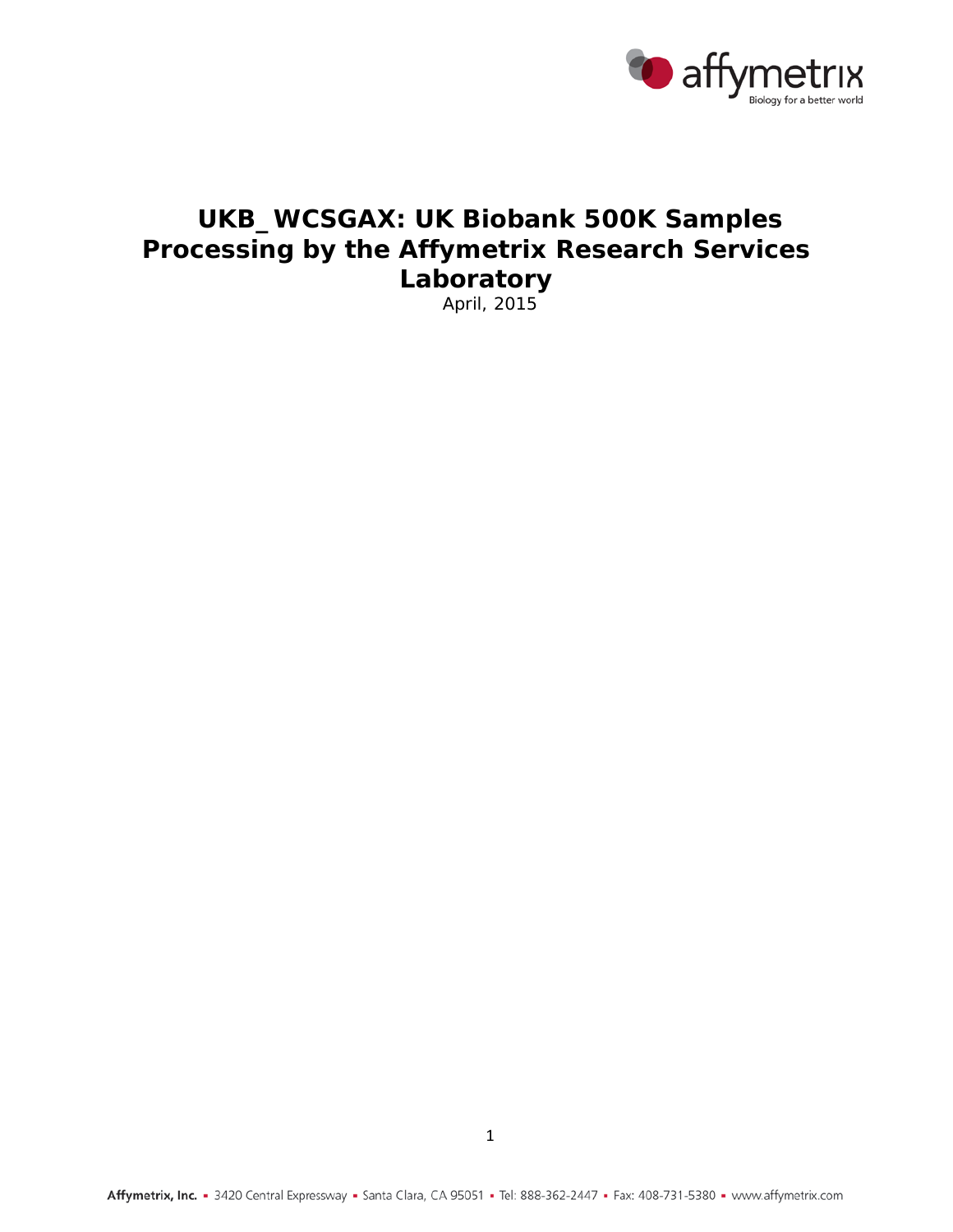# UKB_WCSGAX: UK Biobank 500K Samples Processing by the Affymetrix Research Services Laboratory

April, 2015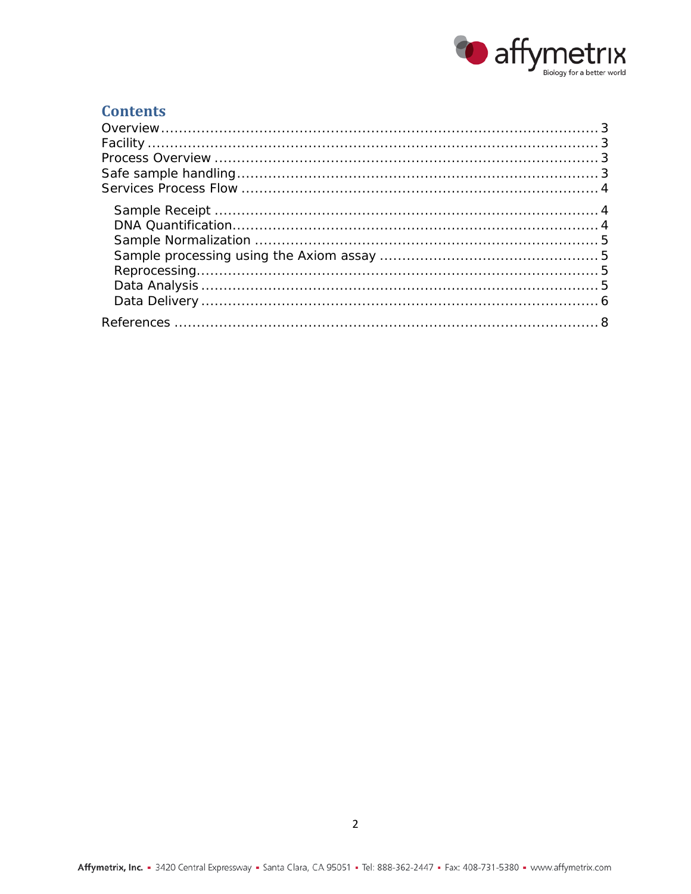## Contents

Overview ..................................................................................... 3
Facility ..................................................................................... 3
Process Overview ..................................................................................... 3
Safe sample handling ..................................................................................... 3
Services Process Flow ..................................................................................... 4

- Sample Receipt ..................................................................................... 4
- DNA Quantification ..................................................................................... 4
- Sample Normalization ..................................................................................... 5
- Sample processing using the Axiom assay ..................................................................................... 5
- Reprocessing ..................................................................................... 5
- Data Analysis ..................................................................................... 5
- Data Delivery ..................................................................................... 6

References ..................................................................................... 8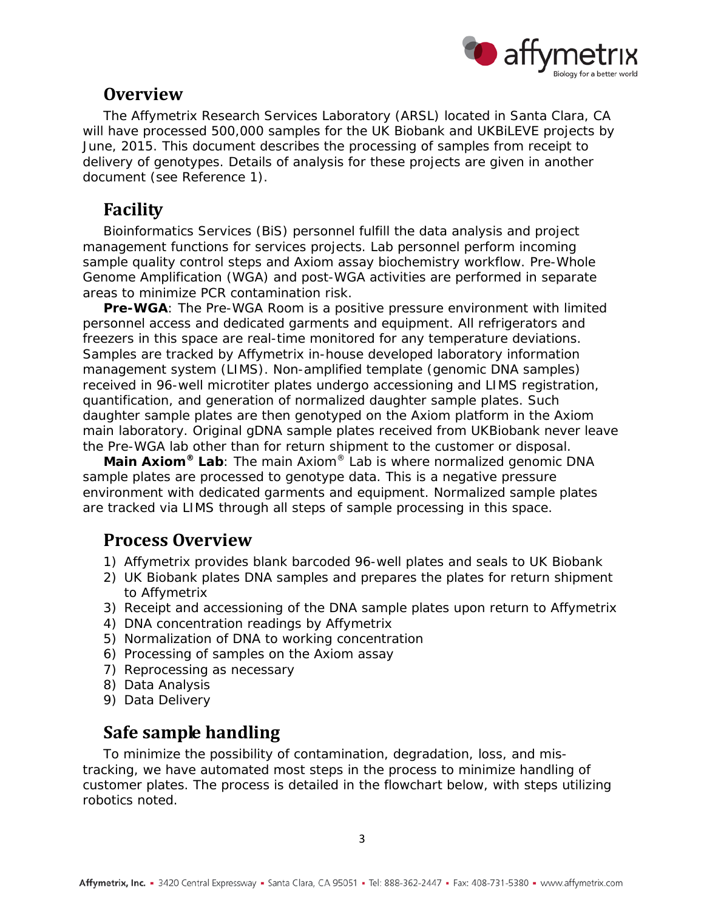## Overview

The Affymetrix Research Services Laboratory (ARSL) located in Santa Clara, CA will have processed 500,000 samples for the UK Biobank and UKBiLEVE projects by June, 2015. This document describes the processing of samples from receipt to delivery of genotypes. Details of analysis for these projects are given in another document (see Reference 1).

## Facility

Bioinformatics Services (BiS) personnel fulfill the data analysis and project management functions for services projects. Lab personnel perform incoming sample quality control steps and Axiom assay biochemistry workflow. Pre-Whole Genome Amplification (WGA) and post-WGA activities are performed in separate areas to minimize PCR contamination risk.

**Pre-WGA**: The Pre-WGA Room is a positive pressure environment with limited personnel access and dedicated garments and equipment. All refrigerators and freezers in this space are real-time monitored for any temperature deviations. Samples are tracked by Affymetrix in-house developed laboratory information management system (LIMS). Non-amplified template (genomic DNA samples) received in 96-well microtiter plates undergo accessioning and LIMS registration, quantification, and generation of normalized daughter sample plates. Such daughter sample plates are then genotyped on the Axiom platform in the Axiom main laboratory. Original gDNA sample plates received from UKBiobank never leave the Pre-WGA lab other than for return shipment to the customer or disposal.

**Main Axiom® Lab**: The main Axiom® Lab is where normalized genomic DNA sample plates are processed to genotype data. This is a negative pressure environment with dedicated garments and equipment. Normalized sample plates are tracked via LIMS through all steps of sample processing in this space.

## Process Overview

1) Affymetrix provides blank barcoded 96-well plates and seals to UK Biobank
2) UK Biobank plates DNA samples and prepares the plates for return shipment to Affymetrix
3) Receipt and accessioning of the DNA sample plates upon return to Affymetrix
4) DNA concentration readings by Affymetrix
5) Normalization of DNA to working concentration
6) Processing of samples on the Axiom assay
7) Reprocessing as necessary
8) Data Analysis
9) Data Delivery

## Safe sample handling

To minimize the possibility of contamination, degradation, loss, and mis-tracking, we have automated most steps in the process to minimize handling of customer plates. The process is detailed in the flowchart below, with steps utilizing robotics noted.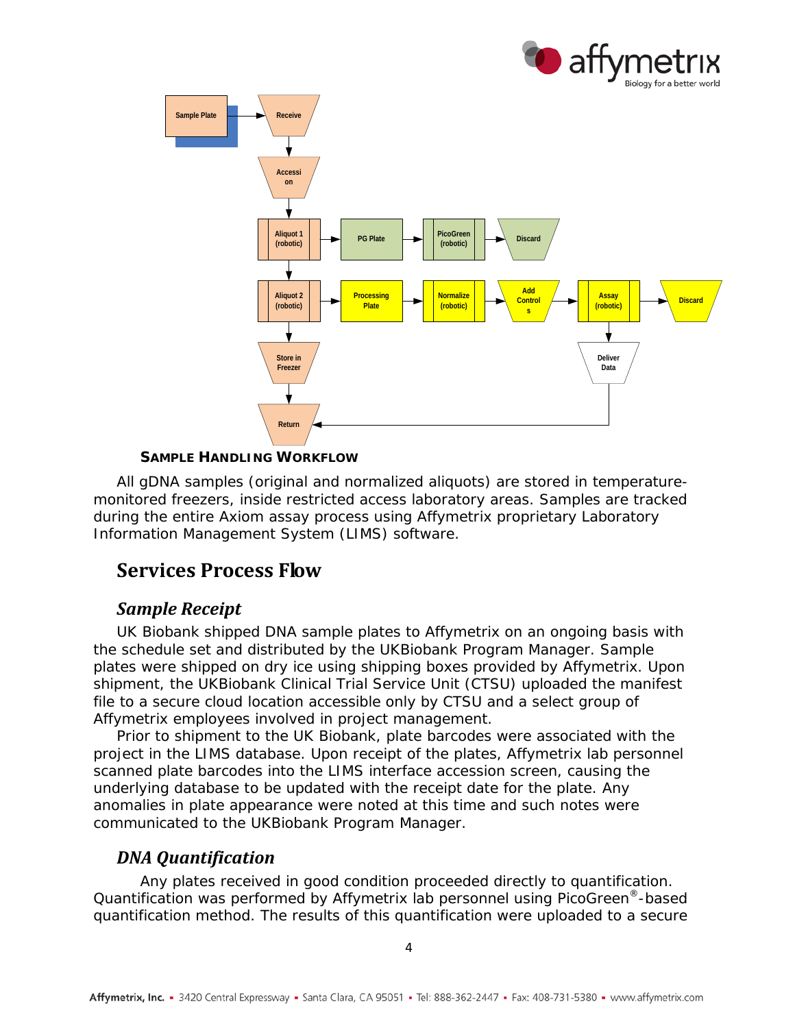**SAMPLE HANDLING WORKFLOW**

All gDNA samples (original and normalized aliquots) are stored in temperature-monitored freezers, inside restricted access laboratory areas. Samples are tracked during the entire Axiom assay process using Affymetrix proprietary Laboratory Information Management System (LIMS) software.

## Services Process Flow

### *Sample Receipt*

UK Biobank shipped DNA sample plates to Affymetrix on an ongoing basis with the schedule set and distributed by the UKBiobank Program Manager. Sample plates were shipped on dry ice using shipping boxes provided by Affymetrix. Upon shipment, the UKBiobank Clinical Trial Service Unit (CTSU) uploaded the manifest file to a secure cloud location accessible only by CTSU and a select group of Affymetrix employees involved in project management.

Prior to shipment to the UK Biobank, plate barcodes were associated with the project in the LIMS database. Upon receipt of the plates, Affymetrix lab personnel scanned plate barcodes into the LIMS interface accession screen, causing the underlying database to be updated with the receipt date for the plate. Any anomalies in plate appearance were noted at this time and such notes were communicated to the UKBiobank Program Manager.

### *DNA Quantification*

Any plates received in good condition proceeded directly to quantification. Quantification was performed by Affymetrix lab personnel using PicoGreen®-based quantification method. The results of this quantification were uploaded to a secure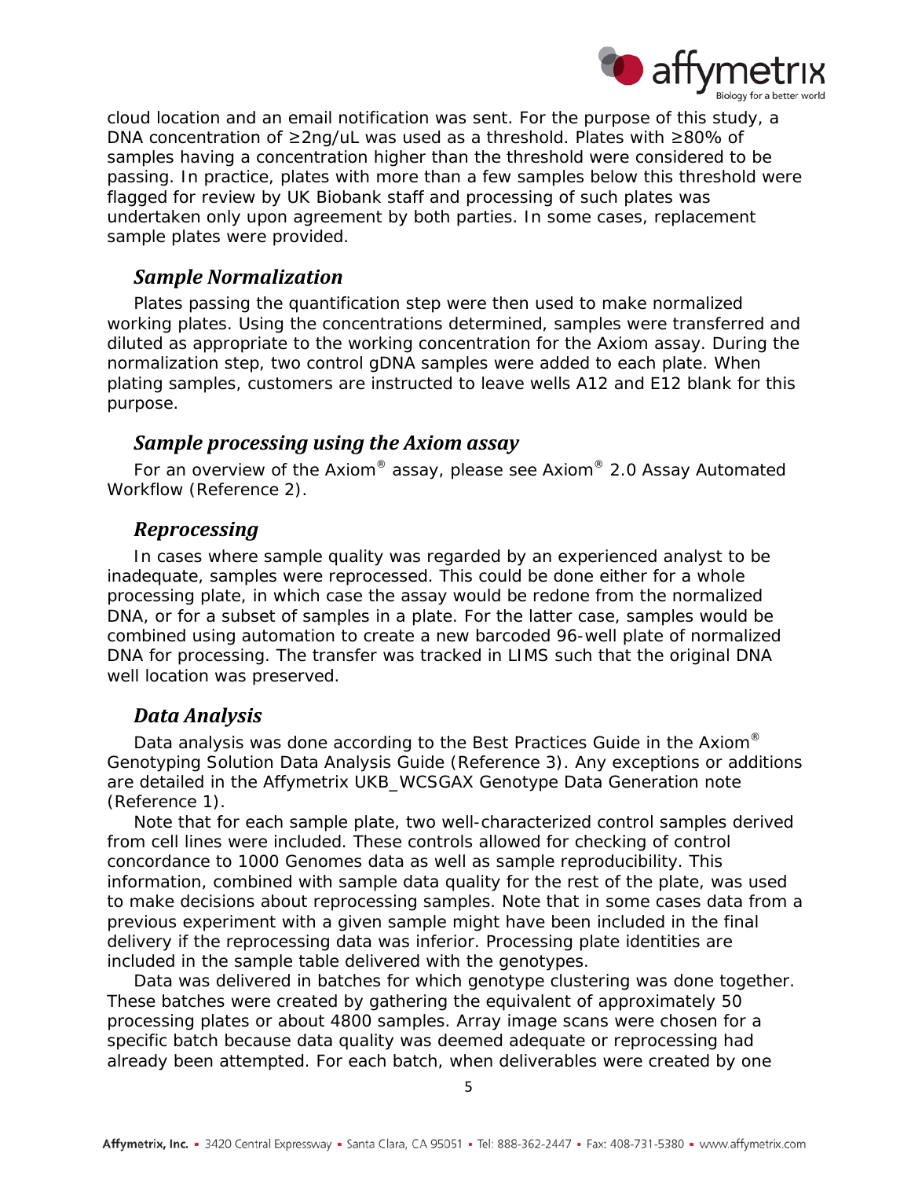cloud location and an email notification was sent. For the purpose of this study, a DNA concentration of ≥2ng/uL was used as a threshold. Plates with ≥80% of samples having a concentration higher than the threshold were considered to be passing. In practice, plates with more than a few samples below this threshold were flagged for review by UK Biobank staff and processing of such plates was undertaken only upon agreement by both parties. In some cases, replacement sample plates were provided.

### *Sample Normalization*

Plates passing the quantification step were then used to make normalized working plates. Using the concentrations determined, samples were transferred and diluted as appropriate to the working concentration for the Axiom assay. During the normalization step, two control gDNA samples were added to each plate. When plating samples, customers are instructed to leave wells A12 and E12 blank for this purpose.

### *Sample processing using the Axiom assay*

For an overview of the Axiom® assay, please see Axiom® 2.0 Assay Automated Workflow (Reference 2).

### *Reprocessing*

In cases where sample quality was regarded by an experienced analyst to be inadequate, samples were reprocessed. This could be done either for a whole processing plate, in which case the assay would be redone from the normalized DNA, or for a subset of samples in a plate. For the latter case, samples would be combined using automation to create a new barcoded 96-well plate of normalized DNA for processing. The transfer was tracked in LIMS such that the original DNA well location was preserved.

### *Data Analysis*

Data analysis was done according to the Best Practices Guide in the Axiom® Genotyping Solution Data Analysis Guide (Reference 3). Any exceptions or additions are detailed in the Affymetrix UKB_WCSGAX Genotype Data Generation note (Reference 1).

Note that for each sample plate, two well-characterized control samples derived from cell lines were included. These controls allowed for checking of control concordance to 1000 Genomes data as well as sample reproducibility. This information, combined with sample data quality for the rest of the plate, was used to make decisions about reprocessing samples. Note that in some cases data from a previous experiment with a given sample might have been included in the final delivery if the reprocessing data was inferior. Processing plate identities are included in the sample table delivered with the genotypes.

Data was delivered in batches for which genotype clustering was done together. These batches were created by gathering the equivalent of approximately 50 processing plates or about 4800 samples. Array image scans were chosen for a specific batch because data quality was deemed adequate or reprocessing had already been attempted. For each batch, when deliverables were created by one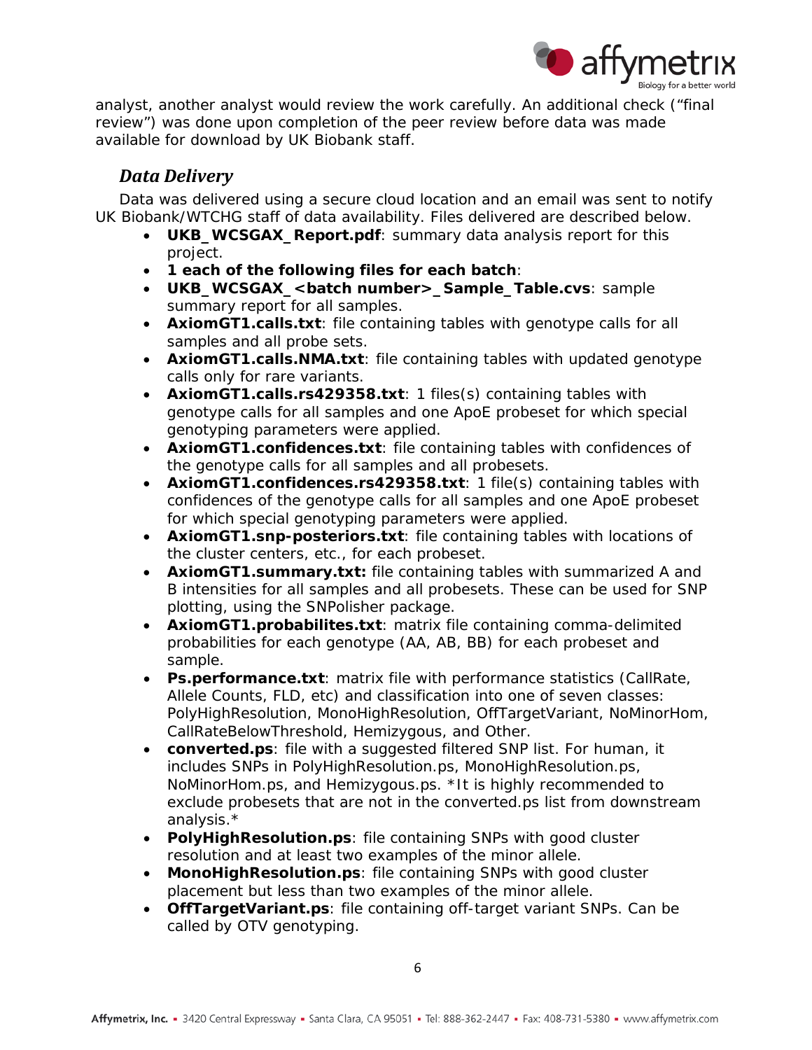analyst, another analyst would review the work carefully. An additional check ("final review") was done upon completion of the peer review before data was made available for download by UK Biobank staff.

## *Data Delivery*

Data was delivered using a secure cloud location and an email was sent to notify UK Biobank/WTCHG staff of data availability. Files delivered are described below.

- **UKB_WCSGAX_Report.pdf**: summary data analysis report for this project.
- **1 each of the following files for each batch**:
- **UKB_WCSGAX_<batch number>_Sample_Table.cvs**: sample summary report for all samples.
- **AxiomGT1.calls.txt**: file containing tables with genotype calls for all samples and all probe sets.
- **AxiomGT1.calls.NMA.txt**: file containing tables with updated genotype calls only for rare variants.
- **AxiomGT1.calls.rs429358.txt**: 1 files(s) containing tables with genotype calls for all samples and one ApoE probeset for which special genotyping parameters were applied.
- **AxiomGT1.confidences.txt**: file containing tables with confidences of the genotype calls for all samples and all probesets.
- **AxiomGT1.confidences.rs429358.txt**: 1 file(s) containing tables with confidences of the genotype calls for all samples and one ApoE probeset for which special genotyping parameters were applied.
- **AxiomGT1.snp-posteriors.txt**: file containing tables with locations of the cluster centers, etc., for each probeset.
- **AxiomGT1.summary.txt:** file containing tables with summarized A and B intensities for all samples and all probesets. These can be used for SNP plotting, using the SNPolisher package.
- **AxiomGT1.probabilites.txt**: matrix file containing comma-delimited probabilities for each genotype (AA, AB, BB) for each probeset and sample.
- **Ps.performance.txt**: matrix file with performance statistics (CallRate, Allele Counts, FLD, etc) and classification into one of seven classes: PolyHighResolution, MonoHighResolution, OffTargetVariant, NoMinorHom, CallRateBelowThreshold, Hemizygous, and Other.
- **converted.ps**: file with a suggested filtered SNP list. For human, it includes SNPs in PolyHighResolution.ps, MonoHighResolution.ps, NoMinorHom.ps, and Hemizygous.ps. *It is highly recommended to exclude probesets that are not in the converted.ps list from downstream analysis.*
- **PolyHighResolution.ps**: file containing SNPs with good cluster resolution and at least two examples of the minor allele.
- **MonoHighResolution.ps**: file containing SNPs with good cluster placement but less than two examples of the minor allele.
- **OffTargetVariant.ps**: file containing off-target variant SNPs. Can be called by OTV genotyping.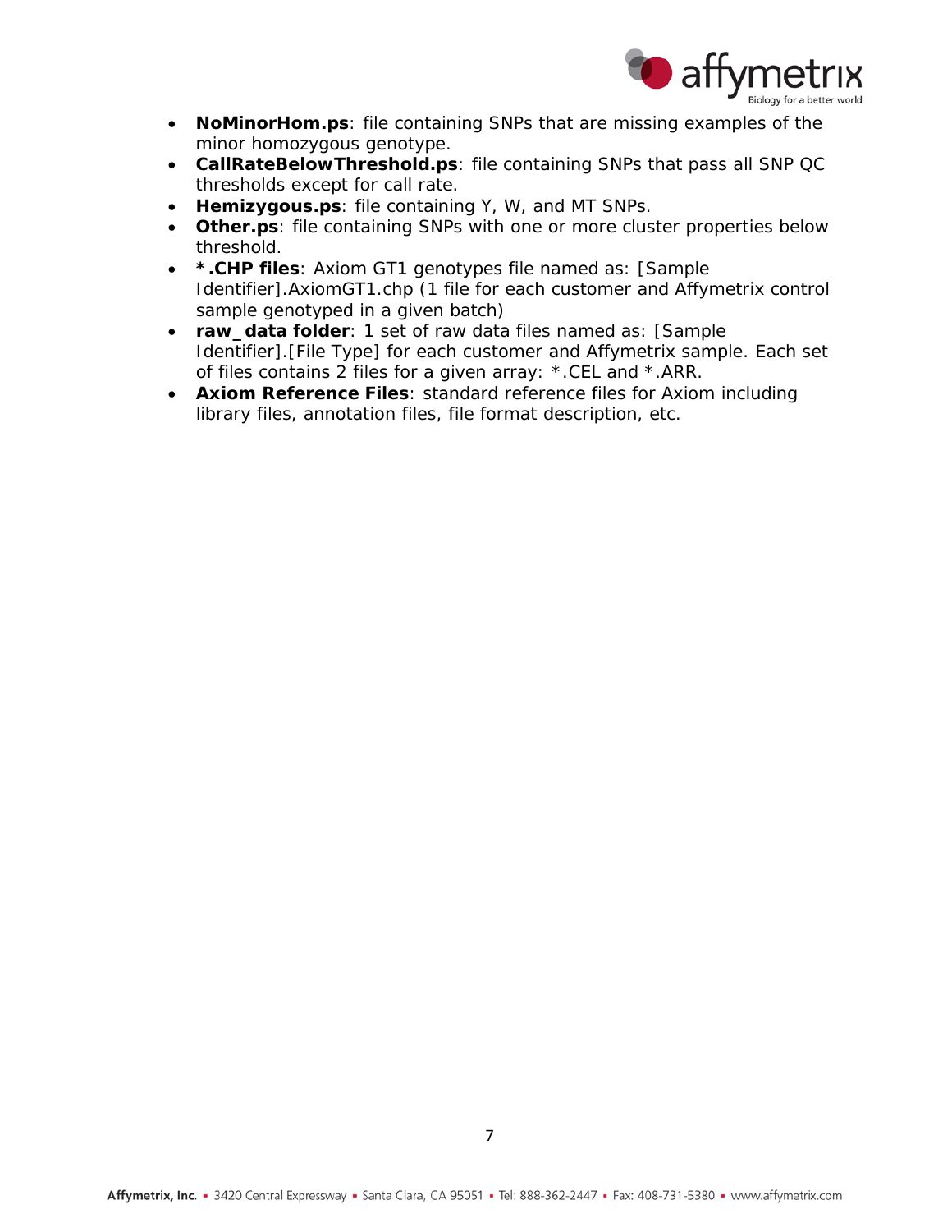- **NoMinorHom.ps**: file containing SNPs that are missing examples of the minor homozygous genotype.
- **CallRateBelowThreshold.ps**: file containing SNPs that pass all SNP QC thresholds except for call rate.
- **Hemizygous.ps**: file containing Y, W, and MT SNPs.
- **Other.ps**: file containing SNPs with one or more cluster properties below threshold.
- ***.CHP files**: Axiom GT1 genotypes file named as: [Sample Identifier].AxiomGT1.chp (1 file for each customer and Affymetrix control sample genotyped in a given batch)
- **raw_data folder**: 1 set of raw data files named as: [Sample Identifier].[File Type] for each customer and Affymetrix sample. Each set of files contains 2 files for a given array: *.CEL and *.ARR.
- **Axiom Reference Files**: standard reference files for Axiom including library files, annotation files, file format description, etc.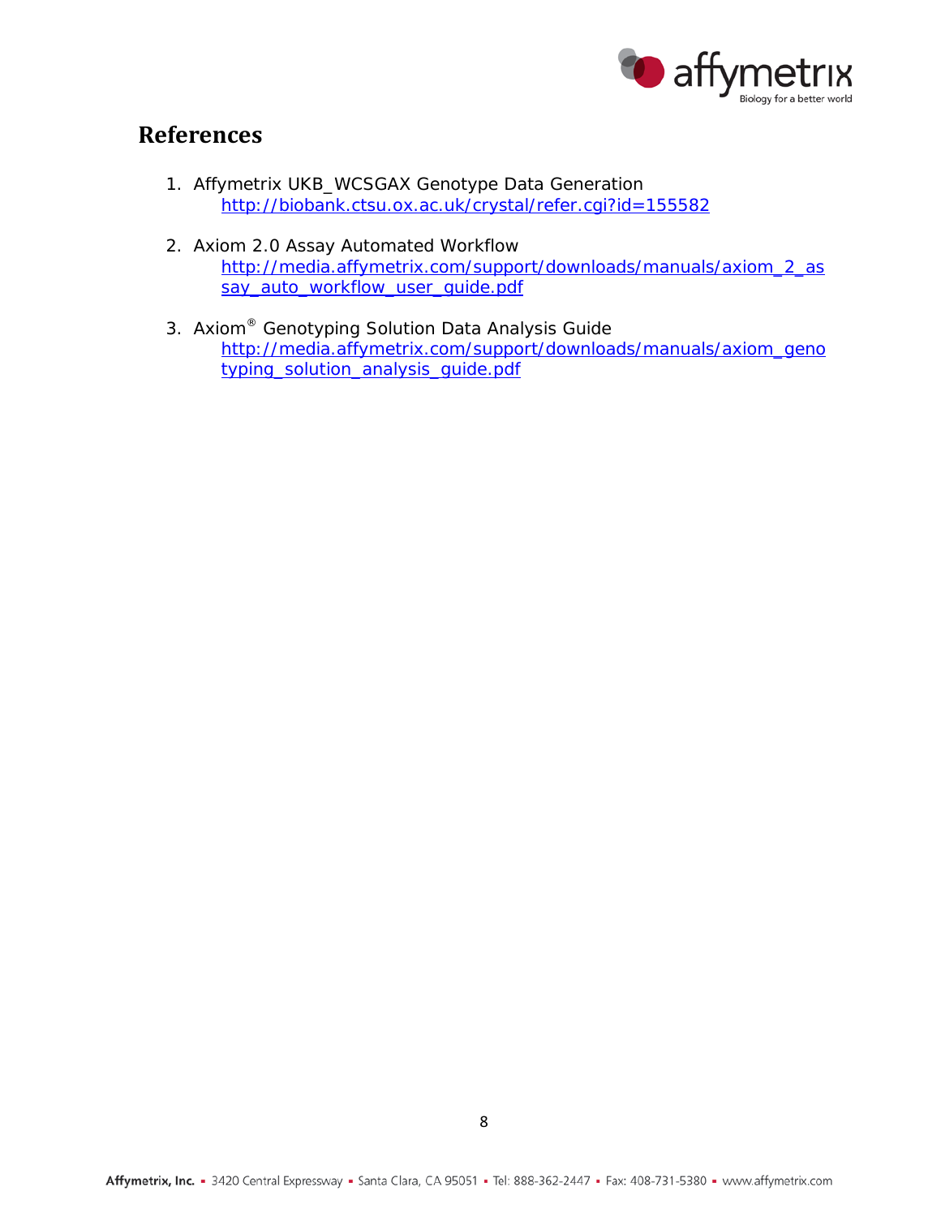## References

1. Affymetrix UKB_WCSGAX Genotype Data Generation
   http://biobank.ctsu.ox.ac.uk/crystal/refer.cgi?id=155582

2. Axiom 2.0 Assay Automated Workflow
   http://media.affymetrix.com/support/downloads/manuals/axiom_2_assay_auto_workflow_user_guide.pdf

3. Axiom® Genotyping Solution Data Analysis Guide
   http://media.affymetrix.com/support/downloads/manuals/axiom_genotyping_solution_analysis_guide.pdf